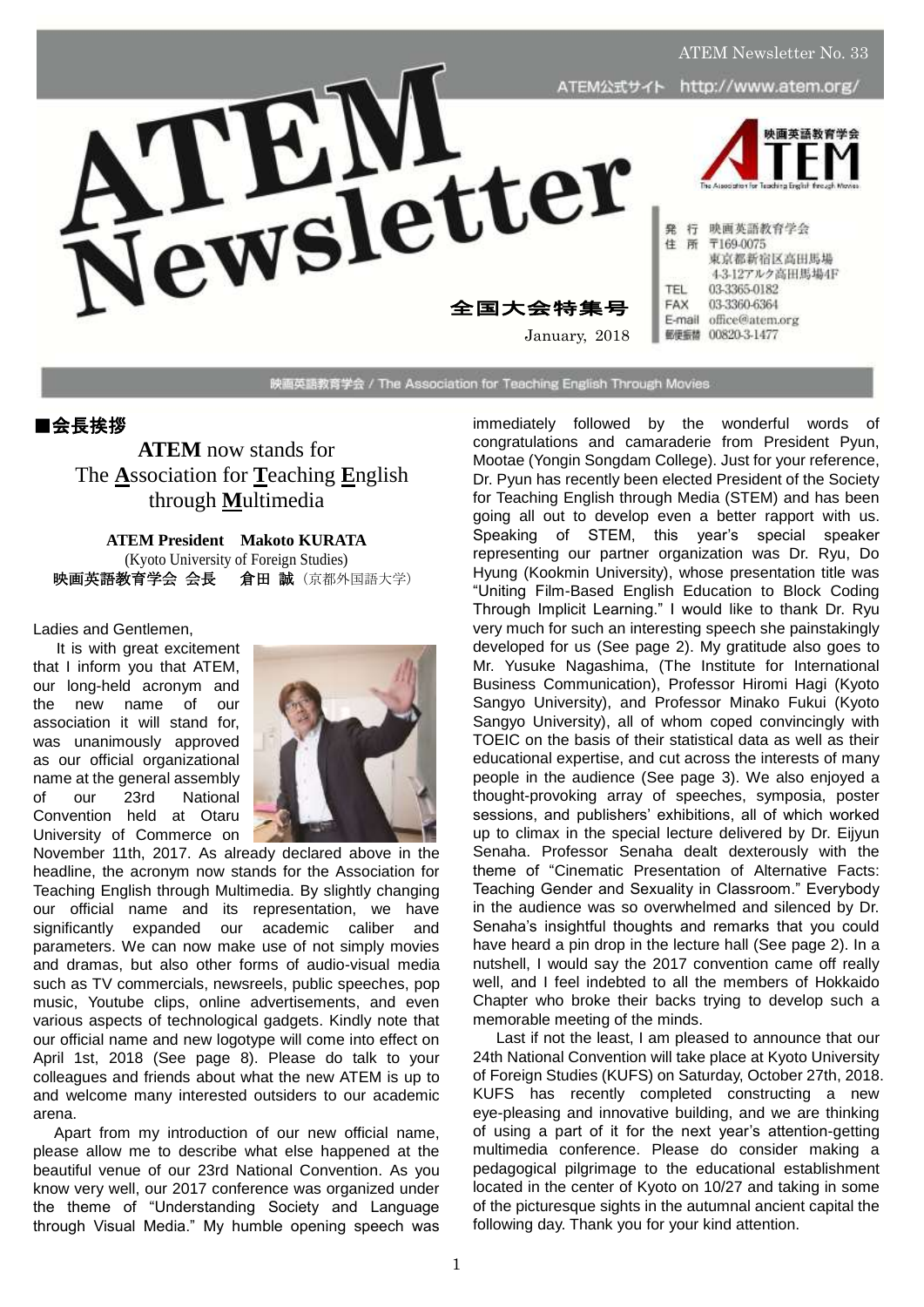ATEM Newsletter No. 33

ATEM公式サイト http://www.atem.org/

# ATEM Newsletter

全国大会特集号

January, 2018

映画英語教育学会

The Association for Teaching English through Movies

発行 映画英語教育学会
住所 〒169-0075
東京都新宿区高田馬場
4-3-12アルク高田馬場4F
TEL 03-3365-0182
FAX 03-3360-6364
E-mail office@atem.org
郵便振替 00820-3-1477

映画英語教育学会 / The Association for Teaching English Through Movies

## ■会長挨拶

### ATEM now stands for The Association for Teaching English through Multimedia

**ATEM President Makoto KURATA**
(Kyoto University of Foreign Studies)
**映画英語教育学会 会長 倉田 誠**（京都外国語大学）

Ladies and Gentlemen,

It is with great excitement that I inform you that ATEM, our long-held acronym and the new name of our association it will stand for, was unanimously approved as our official organizational name at the general assembly of our 23rd National Convention held at Otaru University of Commerce on November 11th, 2017. As already declared above in the headline, the acronym now stands for the Association for Teaching English through Multimedia. By slightly changing our official name and its representation, we have significantly expanded our academic caliber and parameters. We can now make use of not simply movies and dramas, but also other forms of audio-visual media such as TV commercials, newsreels, public speeches, pop music, Youtube clips, online advertisements, and even various aspects of technological gadgets. Kindly note that our official name and new logotype will come into effect on April 1st, 2018 (See page 8). Please do talk to your colleagues and friends about what the new ATEM is up to and welcome many interested outsiders to our academic arena.

Apart from my introduction of our new official name, please allow me to describe what else happened at the beautiful venue of our 23rd National Convention. As you know very well, our 2017 conference was organized under the theme of "Understanding Society and Language through Visual Media." My humble opening speech was immediately followed by the wonderful words of congratulations and camaraderie from President Pyun, Mootae (Yongin Songdam College). Just for your reference, Dr. Pyun has recently been elected President of the Society for Teaching English through Media (STEM) and has been going all out to develop even a better rapport with us. Speaking of STEM, this year's special speaker representing our partner organization was Dr. Ryu, Do Hyung (Kookmin University), whose presentation title was "Uniting Film-Based English Education to Block Coding Through Implicit Learning." I would like to thank Dr. Ryu very much for such an interesting speech she painstakingly developed for us (See page 2). My gratitude also goes to Mr. Yusuke Nagashima, (The Institute for International Business Communication), Professor Hiromi Hagi (Kyoto Sangyo University), and Professor Minako Fukui (Kyoto Sangyo University), all of whom coped convincingly with TOEIC on the basis of their statistical data as well as their educational expertise, and cut across the interests of many people in the audience (See page 3). We also enjoyed a thought-provoking array of speeches, symposia, poster sessions, and publishers' exhibitions, all of which worked up to climax in the special lecture delivered by Dr. Eijyun Senaha. Professor Senaha dealt dexterously with the theme of "Cinematic Presentation of Alternative Facts: Teaching Gender and Sexuality in Classroom." Everybody in the audience was so overwhelmed and silenced by Dr. Senaha's insightful thoughts and remarks that you could have heard a pin drop in the lecture hall (See page 2). In a nutshell, I would say the 2017 convention came off really well, and I feel indebted to all the members of Hokkaido Chapter who broke their backs trying to develop such a memorable meeting of the minds.

Last if not the least, I am pleased to announce that our 24th National Convention will take place at Kyoto University of Foreign Studies (KUFS) on Saturday, October 27th, 2018. KUFS has recently completed constructing a new eye-pleasing and innovative building, and we are thinking of using a part of it for the next year's attention-getting multimedia conference. Please do consider making a pedagogical pilgrimage to the educational establishment located in the center of Kyoto on 10/27 and taking in some of the picturesque sights in the autumnal ancient capital the following day. Thank you for your kind attention.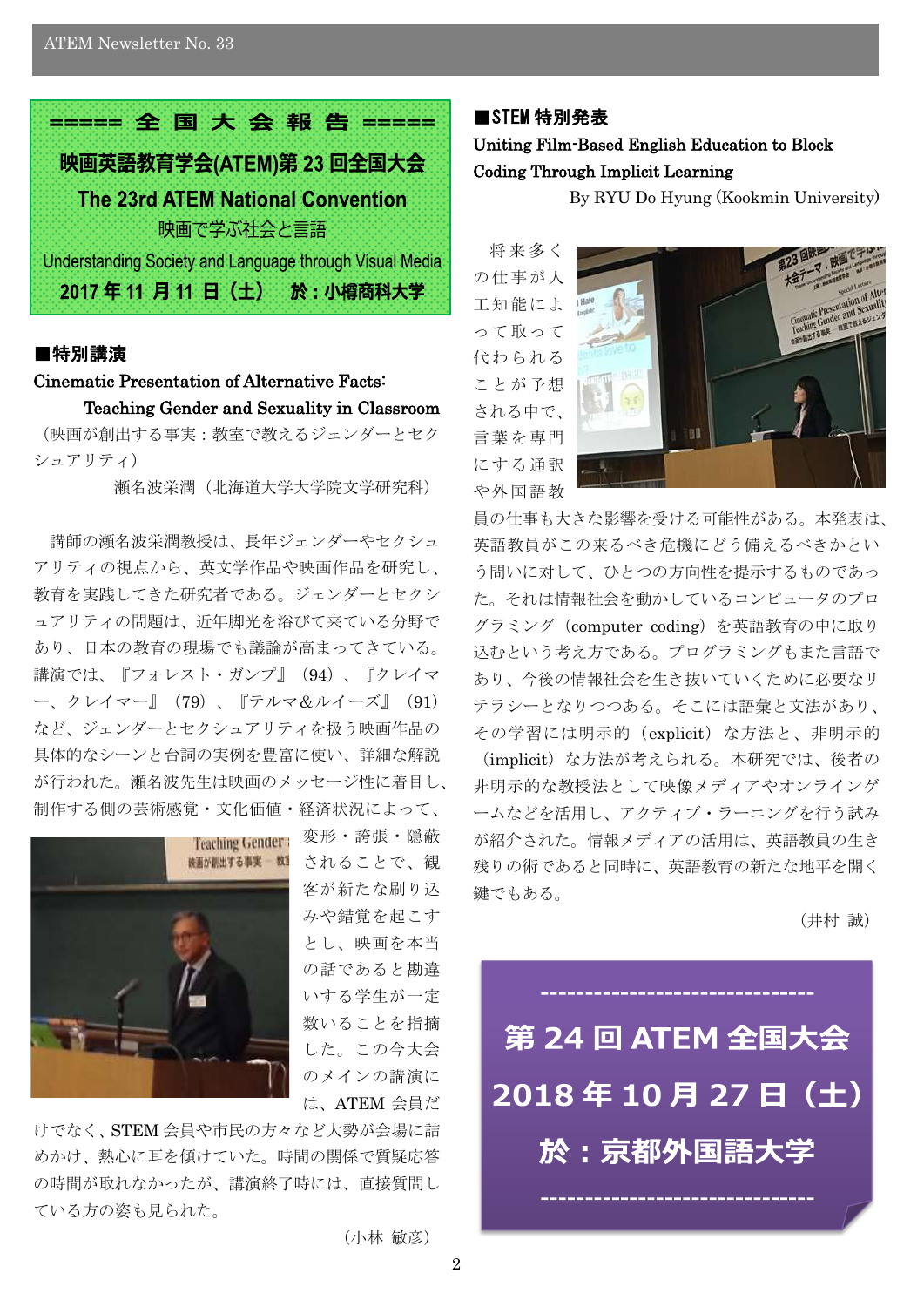===== 全 国 大 会 報 告 =====

**映画英語教育学会(ATEM)第 23 回全国大会**

**The 23rd ATEM National Convention**

映画で学ぶ社会と言語

Understanding Society and Language through Visual Media

**2017 年 11 月 11 日（土）　於：小樽商科大学**

## ■特別講演

**Cinematic Presentation of Alternative Facts:**
**Teaching Gender and Sexuality in Classroom**

（映画が創出する事実：教室で教えるジェンダーとセクシュアリティ）

瀬名波栄潤（北海道大学大学院文学研究科）

講師の瀬名波栄潤教授は、長年ジェンダーやセクシュアリティの視点から、英文学作品や映画作品を研究し、教育を実践してきた研究者である。ジェンダーとセクシュアリティの問題は、近年脚光を浴びて来ている分野であり、日本の教育の現場でも議論が高まってきている。講演では、『フォレスト・ガンプ』（94）、『クレイマー、クレイマー』（79）、『テルマ＆ルイーズ』（91）など、ジェンダーとセクシュアリティを扱う映画作品の具体的なシーンと台詞の実例を豊富に使い、詳細な解説が行われた。瀬名波先生は映画のメッセージ性に着目し、制作する側の芸術感覚・文化価値・経済状況によって、変形・誇張・隠蔽されることで、観客が新たな刷り込みや錯覚を起こすとし、映画を本当の話であると勘違いする学生が一定数いることを指摘した。この今大会のメインの講演には、ATEM 会員だけでなく、STEM 会員や市民の方々など大勢が会場に詰めかけ、熱心に耳を傾けていた。時間の関係で質疑応答の時間が取れなかったが、講演終了時には、直接質問している方の姿も見られた。

（小林 敏彦）

## ■STEM 特別発表

**Uniting Film-Based English Education to Block Coding Through Implicit Learning**

By RYU Do Hyung (Kookmin University)

将来多くの仕事が人工知能によって取って代わられることが予想される中で、言葉を専門にする通訳や外国語教員の仕事も大きな影響を受ける可能性がある。本発表は、英語教員がこの来るべき危機にどう備えるべきかという問いに対して、ひとつの方向性を提示するものであった。それは情報社会を動かしているコンピュータのプログラミング（computer coding）を英語教育の中に取り込むという考え方である。プログラミングもまた言語であり、今後の情報社会を生き抜いていくために必要なリテラシーとなりつつある。そこには語彙と文法があり、その学習には明示的（explicit）な方法と、非明示的（implicit）な方法が考えられる。本研究では、後者の非明示的な教授法として映像メディアやオンラインゲームなどを活用し、アクティブ・ラーニングを行う試みが紹介された。情報メディアの活用は、英語教員の生き残りの術であると同時に、英語教育の新たな地平を開く鍵でもある。

（井村 誠）

---

**第 24 回 ATEM 全国大会**

**2018 年 10 月 27 日（土）**

**於：京都外国語大学**

---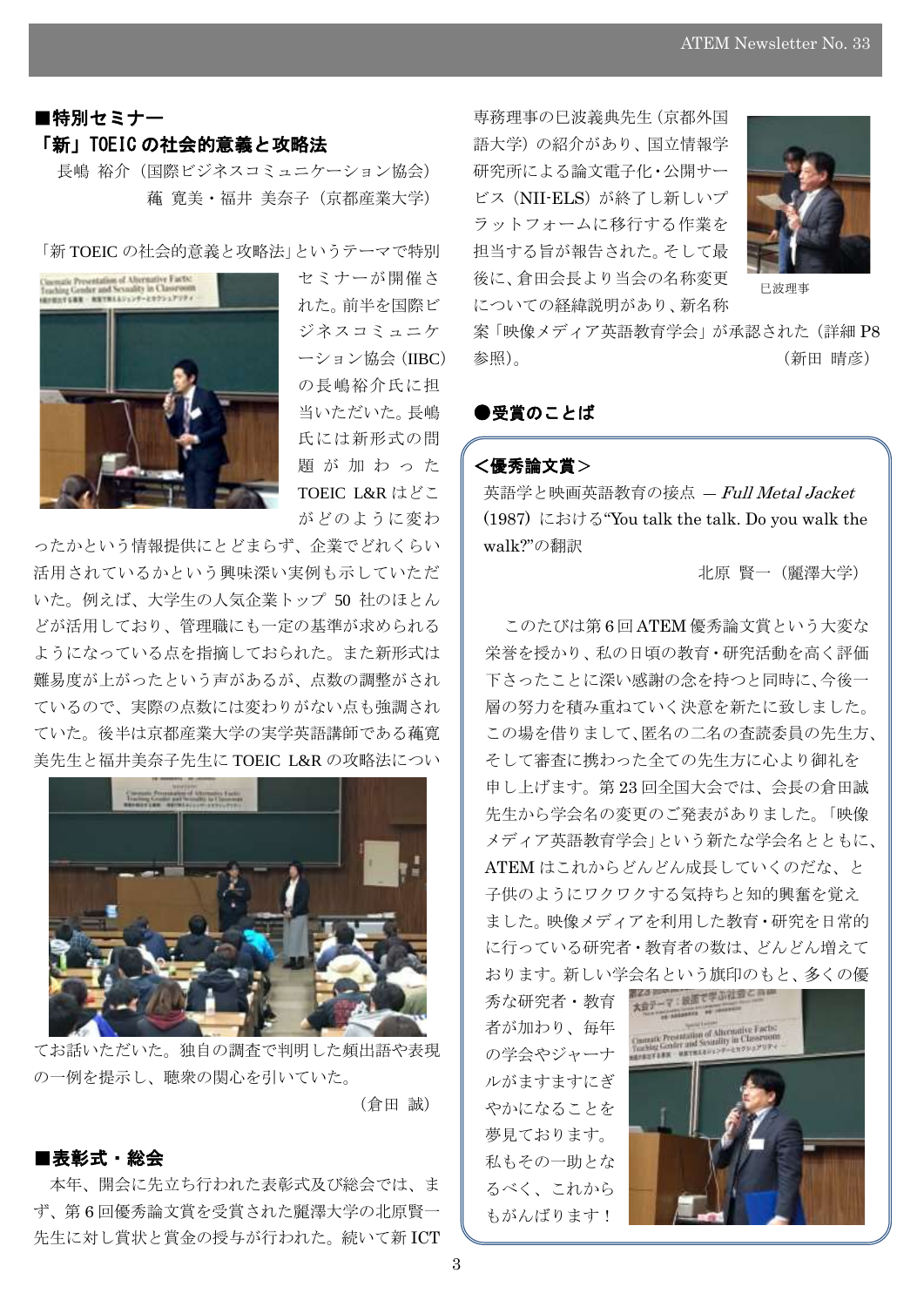## ■特別セミナー
## 「新」TOEIC の社会的意義と攻略法

長嶋 裕介（国際ビジネスコミュニケーション協会）
蘓 寛美・福井 美奈子（京都産業大学）

「新 TOEIC の社会的意義と攻略法」というテーマで特別セミナーが開催された。前半を国際ビジネスコミュニケーション協会（IIBC）の長嶋裕介氏に担当いただいた。長嶋氏には新形式の問題が加わった TOEIC L&R はどこがどのように変わったかという情報提供にとどまらず、企業でどれくらい活用されているかという興味深い実例も示していただいた。例えば、大学生の人気企業トップ 50 社のほとんどが活用しており、管理職にも一定の基準が求められるようになっている点を指摘しておられた。また新形式は難易度が上がったという声があるが、点数の調整がされているので、実際の点数には変わりがない点も強調されていた。後半は京都産業大学の実学英語講師である蘓寛美先生と福井美奈子先生に TOEIC L&R の攻略法についてお話いただいた。独自の調査で判明した頻出語や表現の一例を提示し、聴衆の関心を引いていた。

（倉田 誠）

## ■表彰式・総会

本年、開会に先立ち行われた表彰式及び総会では、まず、第 6 回優秀論文賞を受賞された麗澤大学の北原賢一先生に対し賞状と賞金の授与が行われた。続いて新 ICT 専務理事の巳波義典先生（京都外国語大学）の紹介があり、国立情報学研究所による論文電子化・公開サービス（NII-ELS）が終了し新しいプラットフォームに移行する作業を担当する旨が報告された。そして最後に、倉田会長より当会の名称変更についての経緯説明があり、新名称案「映像メディア英語教育学会」が承認された（詳細 P8 参照）。

巳波理事

（新田 晴彦）

## ●受賞のことば

### ＜優秀論文賞＞

英語学と映画英語教育の接点 ― *Full Metal Jacket* (1987) における“You talk the talk. Do you walk the walk?”の翻訳

北原 賢一（麗澤大学）

このたびは第 6 回 ATEM 優秀論文賞という大変な栄誉を授かり、私の日頃の教育・研究活動を高く評価下さったことに深い感謝の念を持つと同時に、今後一層の努力を積み重ねていく決意を新たに致しました。この場を借りまして、匿名の二名の査読委員の先生方、そして審査に携わった全ての先生方に心より御礼を申し上げます。第 23 回全国大会では、会長の倉田誠先生から学会名の変更のご発表がありました。「映像メディア英語教育学会」という新たな学会名とともに、ATEM はこれからどんどん成長していくのだな、と子供のようにワクワクする気持ちと知的興奮を覚えました。映像メディアを利用した教育・研究を日常的に行っている研究者・教育者の数は、どんどん増えております。新しい学会名という旗印のもと、多くの優秀な研究者・教育者が加わり、毎年の学会やジャーナルがますますにぎやかになることを夢見ております。私もその一助となるべく、これからもがんばります！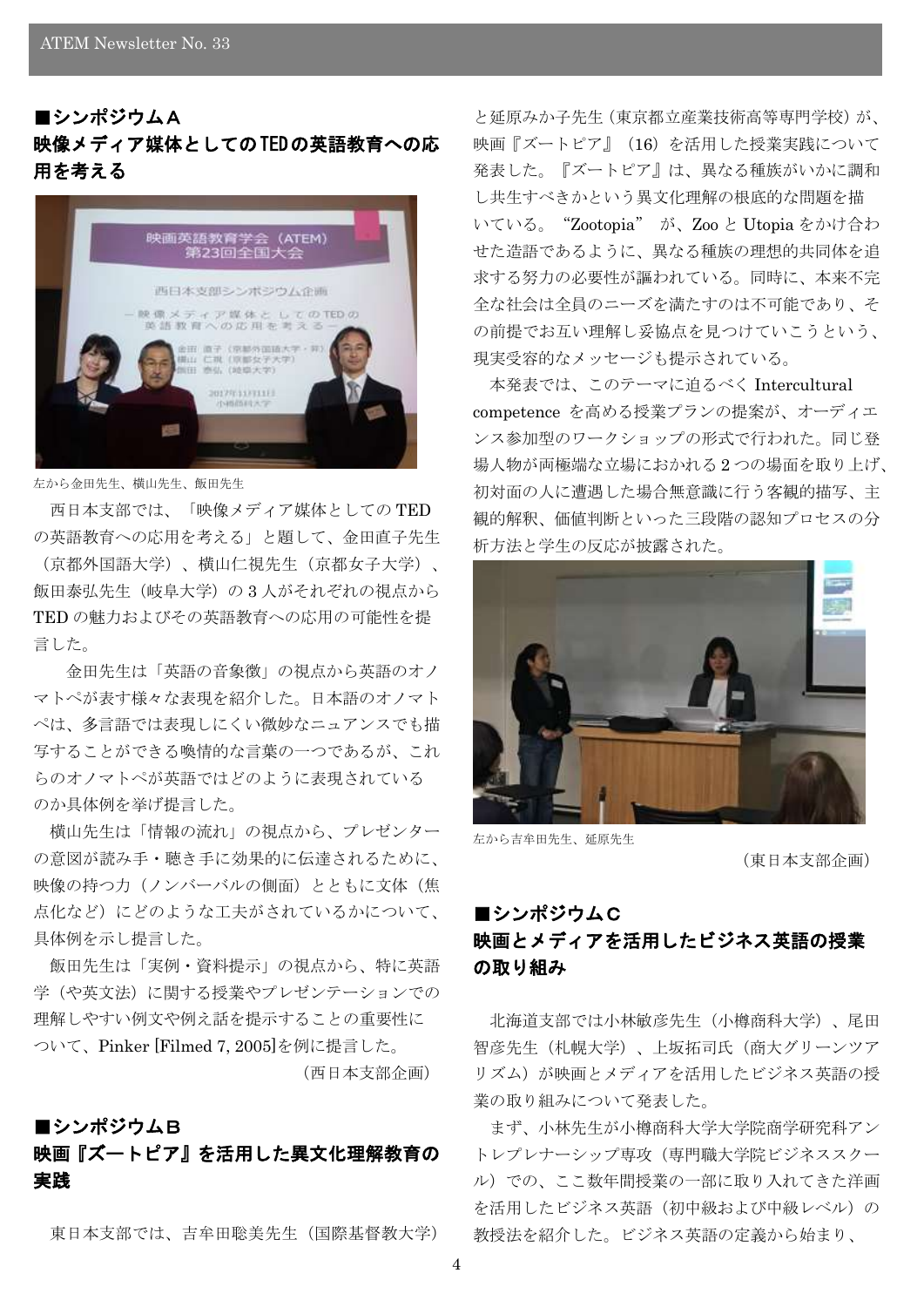## ■シンポジウムＡ
## 映像メディア媒体としてのTEDの英語教育への応用を考える

左から金田先生、横山先生、飯田先生

西日本支部では、「映像メディア媒体としての TED の英語教育への応用を考える」と題して、金田直子先生（京都外国語大学）、横山仁視先生（京都女子大学）、飯田泰弘先生（岐阜大学）の 3 人がそれぞれの視点から TED の魅力およびその英語教育への応用の可能性を提言した。

金田先生は「英語の音象徴」の視点から英語のオノマトペが表す様々な表現を紹介した。日本語のオノマトペは、多言語では表現しにくい微妙なニュアンスでも描写することができる喚情的な言葉の一つであるが、これらのオノマトペが英語ではどのように表現されているのか具体例を挙げ提言した。

横山先生は「情報の流れ」の視点から、プレゼンターの意図が読み手・聴き手に効果的に伝達されるために、映像の持つ力（ノンバーバルの側面）とともに文体（焦点化など）にどのような工夫がされているかについて、具体例を示し提言した。

飯田先生は「実例・資料提示」の視点から、特に英語学（や英文法）に関する授業やプレゼンテーションでの理解しやすい例文や例え話を提示することの重要性について、Pinker [Filmed 7, 2005]を例に提言した。

（西日本支部企画）

## ■シンポジウムＢ
## 映画『ズートピア』を活用した異文化理解教育の実践

東日本支部では、吉牟田聡美先生（国際基督教大学）と延原みか子先生（東京都立産業技術高等専門学校）が、映画『ズートピア』（16）を活用した授業実践について発表した。『ズートピア』は、異なる種族がいかに調和し共生すべきかという異文化理解の根底的な問題を描いている。“Zootopia” が、Zoo と Utopia をかけ合わせた造語であるように、異なる種族の理想的共同体を追求する努力の必要性が謳われている。同時に、本来不完全な社会は全員のニーズを満たすのは不可能であり、その前提でお互い理解し妥協点を見つけていこうという、現実受容的なメッセージも提示されている。

本発表では、このテーマに迫るべく Intercultural competence を高める授業プランの提案が、オーディエンス参加型のワークショップの形式で行われた。同じ登場人物が両極端な立場におかれる 2 つの場面を取り上げ、初対面の人に遭遇した場合無意識に行う客観的描写、主観的解釈、価値判断といった三段階の認知プロセスの分析方法と学生の反応が披露された。

左から吉牟田先生、延原先生

（東日本支部企画）

## ■シンポジウムＣ
## 映画とメディアを活用したビジネス英語の授業の取り組み

北海道支部では小林敏彦先生（小樽商科大学）、尾田智彦先生（札幌大学）、上坂拓司氏（商大グリーンツアリズム）が映画とメディアを活用したビジネス英語の授業の取り組みについて発表した。

まず、小林先生が小樽商科大学大学院商学研究科アントレプレナーシップ専攻（専門職大学院ビジネススクール）での、ここ数年間授業の一部に取り入れてきた洋画を活用したビジネス英語（初中級および中級レベル）の教授法を紹介した。ビジネス英語の定義から始まり、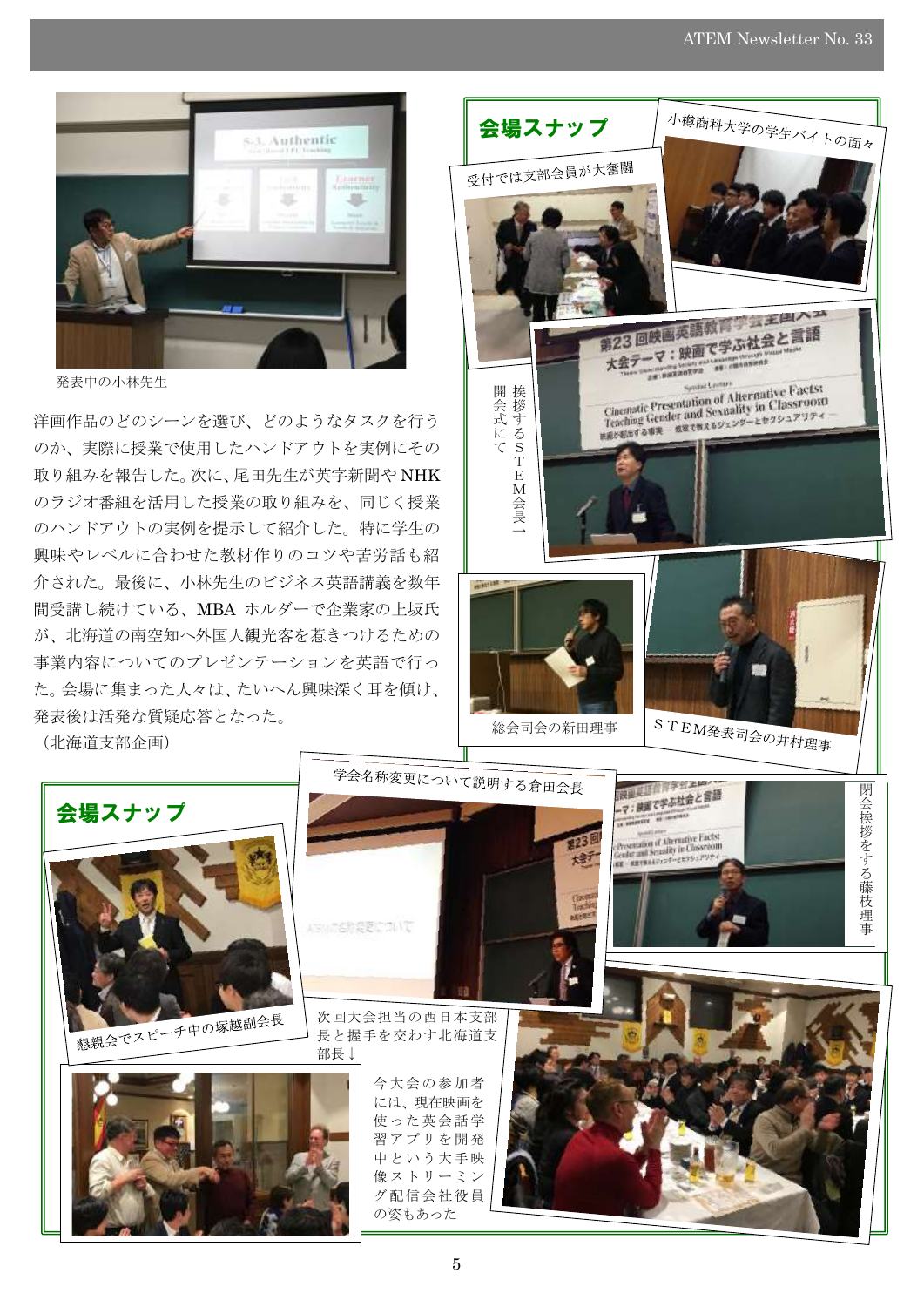発表中の小林先生

洋画作品のどのシーンを選び、どのようなタスクを行うのか、実際に授業で使用したハンドアウトを実例にその取り組みを報告した。次に、尾田先生が英字新聞や NHK のラジオ番組を活用した授業の取り組みを、同じく授業のハンドアウトの実例を提示して紹介した。特に学生の興味やレベルに合わせた教材作りのコツや苦労話も紹介された。最後に、小林先生のビジネス英語講義を数年間受講し続けている、MBA ホルダーで企業家の上坂氏が、北海道の南空知へ外国人観光客を惹きつけるための事業内容についてのプレゼンテーションを英語で行った。会場に集まった人々は、たいへん興味深く耳を傾け、発表後は活発な質疑応答となった。

（北海道支部企画）

## 会場スナップ

受付では支部会員が大奮闘

小樽商科大学の学生バイトの面々

開会式にて挨拶するSTEM会長→

総会司会の新田理事

STEM発表司会の井村理事

## 会場スナップ

学会名称変更について説明する倉田会長

閉会挨拶をする藤枝理事

懇親会でスピーチ中の塚越副会長

次回大会担当の西日本支部長と握手を交わす北海道支部長↓

今大会の参加者には、現在映画を使った英会話学習アプリを開発中という大手映像ストリーミング配信会社役員の姿もあった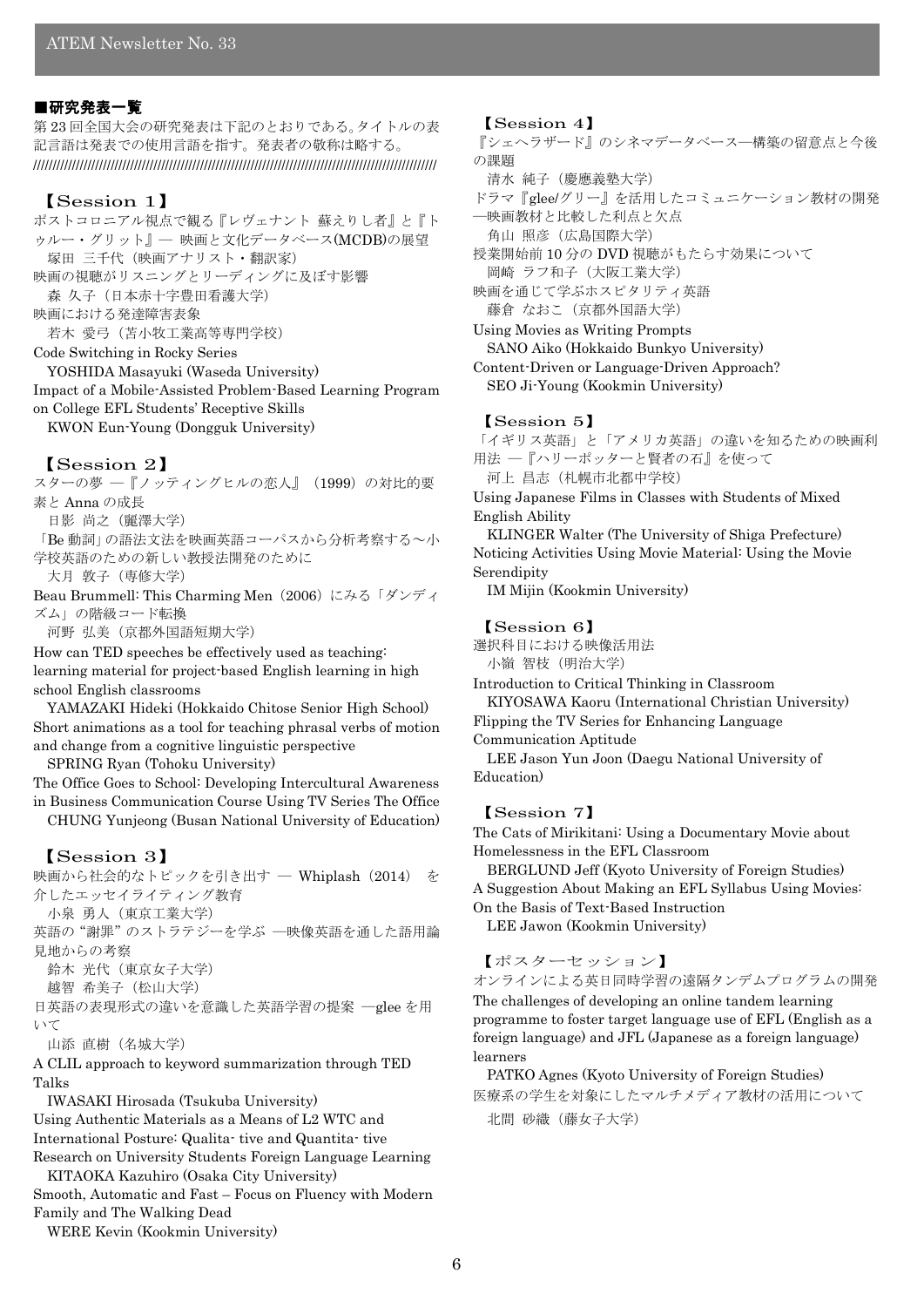## ■研究発表一覧

第 23 回全国大会の研究発表は下記のとおりである。タイトルの表記言語は発表での使用言語を指す。発表者の敬称は略する。

////////////////////////////////////////////////////////////////////////////////////////////////////////

### 【Session 1】

ポストコロニアル視点で観る『レヴェナント 蘇えりし者』と『トゥルー・グリット』― 映画と文化データベース(MCDB)の展望
　塚田 三千代（映画アナリスト・翻訳家）

映画の視聴がリスニングとリーディングに及ぼす影響
　森 久子（日本赤十字豊田看護大学）

映画における発達障害表象
　若木 愛弓（苫小牧工業高等専門学校）

Code Switching in Rocky Series
　YOSHIDA Masayuki (Waseda University)

Impact of a Mobile-Assisted Problem-Based Learning Program on College EFL Students' Receptive Skills
　KWON Eun-Young (Dongguk University)

### 【Session 2】

スターの夢 ―『ノッティングヒルの恋人』（1999）の対比的要素と Anna の成長
　日影 尚之（麗澤大学）

「Be 動詞」の語法文法を映画英語コーパスから分析考察する～小学校英語のための新しい教授法開発のために
　大月 敦子（専修大学）

Beau Brummell: This Charming Men（2006）にみる「ダンディズム」の階級コード転換
　河野 弘美（京都外国語短期大学）

How can TED speeches be effectively used as teaching: learning material for project-based English learning in high school English classrooms
　YAMAZAKI Hideki (Hokkaido Chitose Senior High School)

Short animations as a tool for teaching phrasal verbs of motion and change from a cognitive linguistic perspective
　SPRING Ryan (Tohoku University)

The Office Goes to School: Developing Intercultural Awareness in Business Communication Course Using TV Series The Office
　CHUNG Yunjeong (Busan National University of Education)

### 【Session 3】

映画から社会的なトピックを引き出す ― Whiplash（2014） を介したエッセイライティング教育
　小泉 勇人（東京工業大学）

英語の"謝罪"のストラテジーを学ぶ ―映像英語を通した語用論見地からの考察
　鈴木 光代（東京女子大学）
　越智 希美子（松山大学）

日英語の表現形式の違いを意識した英語学習の提案 ―glee を用いて
　山添 直樹（名城大学）

A CLIL approach to keyword summarization through TED Talks
　IWASAKI Hirosada (Tsukuba University)

Using Authentic Materials as a Means of L2 WTC and International Posture: Qualita- tive and Quantita- tive Research on University Students Foreign Language Learning
　KITAOKA Kazuhiro (Osaka City University)

Smooth, Automatic and Fast – Focus on Fluency with Modern Family and The Walking Dead
　WERE Kevin (Kookmin University)

### 【Session 4】

『シェヘラザード』のシネマデータベース―構築の留意点と今後の課題
　清水 純子（慶應義塾大学）

ドラマ『glee/グリー』を活用したコミュニケーション教材の開発―映画教材と比較した利点と欠点
　角山 照彦（広島国際大学）

授業開始前 10 分の DVD 視聴がもたらす効果について
　岡崎 ラフ和子（大阪工業大学）

映画を通じて学ぶホスピタリティ英語
　藤倉 なおこ（京都外国語大学）

Using Movies as Writing Prompts
　SANO Aiko (Hokkaido Bunkyo University)

Content-Driven or Language-Driven Approach?
　SEO Ji-Young (Kookmin University)

### 【Session 5】

「イギリス英語」と「アメリカ英語」の違いを知るための映画利用法 ―『ハリーポッターと賢者の石』を使って
　河上 昌志（札幌市北都中学校）

Using Japanese Films in Classes with Students of Mixed English Ability
　KLINGER Walter (The University of Shiga Prefecture)

Noticing Activities Using Movie Material: Using the Movie Serendipity
　IM Mijin (Kookmin University)

### 【Session 6】

選択科目における映像活用法
　小嶺 智枝（明治大学）

Introduction to Critical Thinking in Classroom
　KIYOSAWA Kaoru (International Christian University)

Flipping the TV Series for Enhancing Language Communication Aptitude
　LEE Jason Yun Joon (Daegu National University of Education)

### 【Session 7】

The Cats of Mirikitani: Using a Documentary Movie about Homelessness in the EFL Classroom
　BERGLUND Jeff (Kyoto University of Foreign Studies)

A Suggestion About Making an EFL Syllabus Using Movies: On the Basis of Text-Based Instruction
　LEE Jawon (Kookmin University)

### 【ポスターセッション】

オンラインによる英日同時学習の遠隔タンデムプログラムの開発
The challenges of developing an online tandem learning programme to foster target language use of EFL (English as a foreign language) and JFL (Japanese as a foreign language) learners
　PATKO Agnes (Kyoto University of Foreign Studies)

医療系の学生を対象にしたマルチメディア教材の活用について
　北間 砂織（藤女子大学）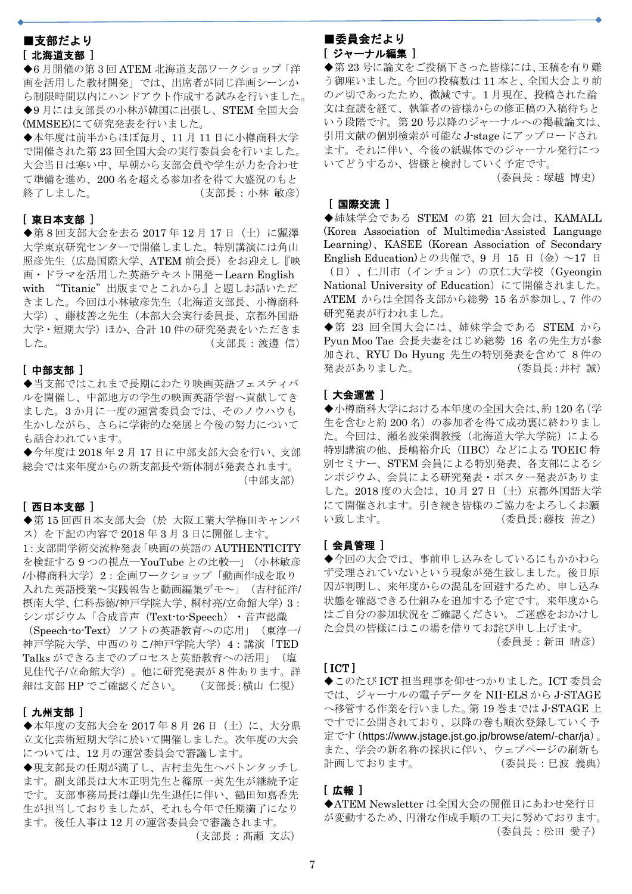## ■支部だより

### [ 北海道支部 ]

◆6 月開催の第 3 回 ATEM 北海道支部ワークショップ「洋画を活用した教材開発」では、出席者が同じ洋画シーンから制限時間以内にハンドアウト作成する試みを行いました。

◆9 月には支部長の小林が韓国に出張し、STEM 全国大会(MMSEE)にて研究発表を行いました。

◆本年度は前半からほぼ毎月、11 月 11 日に小樽商科大学で開催された第 23 回全国大会の実行委員会を行いました。大会当日は寒い中、早朝から支部会員や学生が力を合わせて準備を進め、200 名を超える参加者を得て大盛況のもと終了しました。

（支部長：小林 敏彦）

### [ 東日本支部 ]

◆第 8 回支部大会を去る 2017 年 12 月 17 日（土）に麗澤大学東京研究センターで開催しました。特別講演には角山照彦先生（広島国際大学、ATEM 前会長）をお迎えし『映画・ドラマを活用した英語テキスト開発－Learn English with “Titanic”出版までとこれから』と題しお話いただきました。今回は小林敏彦先生（北海道支部長、小樽商科大学）、藤枝善之先生（本部大会実行委員長、京都外国語大学・短期大学）ほか、合計 10 件の研究発表をいただきました。

（支部長：渡邊 信）

### [ 中部支部 ]

◆当支部ではこれまで長期にわたり映画英語フェスティバルを開催し、中部地方の学生の映画英語学習へ貢献してきました。3 か月に一度の運営委員会では、そのノウハウも生かしながら、さらに学術的な発展と今後の努力についても話合われています。

◆今年度は 2018 年 2 月 17 日に中部支部大会を行い、支部総会では来年度からの新支部長や新体制が発表されます。

（中部支部）

### [ 西日本支部 ]

◆第 15 回西日本支部大会（於 大阪工業大学梅田キャンパス）を下記の内容で 2018 年 3 月 3 日に開催します。

1：支部間学術交流枠発表「映画の英語の AUTHENTICITY を検証する 9 つの視点―YouTube との比較―」（小林敏彦/小樽商科大学）2：企画ワークショップ「動画作成を取り入れた英語授業～実践報告と動画編集デモ～」（吉村征洋/摂南大学、仁科恭徳/神戸学院大学、桐村亮/立命館大学）3：シンポジウム「合成音声（Text-to-Speech）・音声認識（Speech-to-Text）ソフトの英語教育への応用」（東淳一/神戸学院大学、中西のりこ/神戸学院大学）4：講演「TED Talks ができるまでのプロセスと英語教育への活用」（塩見佳代子/立命館大学）。他に研究発表が 8 件あります。詳細は支部 HP でご確認ください。

（支部長：横山 仁視）

### [ 九州支部 ]

◆本年度の支部大会を 2017 年 8 月 26 日（土）に、大分県立文化芸術短期大学に於いて開催しました。次年度の大会については、12 月の運営委員会で審議します。

◆現支部長の任期が満了し、吉村圭先生へバトンタッチします。副支部長は大木正明先生と篠原一英先生が継続予定です。支部事務局長は藤山先生退任に伴い、鶴田知嘉香先生が担当しておりましたが、それも今年で任期満了になります。後任人事は 12 月の運営委員会で審議されます。

（支部長：髙瀬 文広）

## ■委員会だより

### [ ジャーナル編集 ]

◆第 23 号に論文をご投稿下さった皆様には、玉稿を有り難う御座いました。今回の投稿数は 11 本と、全国大会より前の〆切であったため、微減です。1 月現在、投稿された論文は査読を経て、執筆者の皆様からの修正稿の入稿待ちという段階です。第 20 号以降のジャーナルへの掲載論文は、引用文献の個別検索が可能な J-stage にアップロードされます。それに伴い、今後の紙媒体でのジャーナル発行についてどうするか、皆様と検討していく予定です。

（委員長：塚越 博史）

### [ 国際交流 ]

◆姉妹学会である STEM の第 21 回大会は、KAMALL (Korea Association of Multimedia-Assisted Language Learning)、KASEE (Korean Association of Secondary English Education)との共催で、9 月 15 日（金）～17 日（日）、仁川市（インチョン）の京仁大学校（Gyeongin National University of Education）にて開催されました。ATEM からは全国各支部から総勢 15 名が参加し、7 件の研究発表が行われました。

◆第 23 回全国大会には、姉妹学会である STEM から Pyun Moo Tae 会長夫妻をはじめ総勢 16 名の先生方が参加され、RYU Do Hyung 先生の特別発表を含めて 8 件の発表がありました。

（委員長：井村 誠）

### [ 大会運営 ]

◆小樽商科大学における本年度の全国大会は、約 120 名（学生を含むと約 200 名）の参加者を得て成功裏に終わりました。今回は、瀬名波栄潤教授（北海道大学大学院）による特別講演の他、長嶋裕介氏（IIBC）などによる TOEIC 特別セミナー、STEM 会員による特別発表、各支部によるシンポジウム、会員による研究発表・ポスター発表がありました。2018 度の大会は、10 月 27 日（土）京都外国語大学にて開催されます。引き続き皆様のご協力をよろしくお願い致します。

（委員長：藤枝 善之）

### [ 会員管理 ]

◆今回の大会では、事前申し込みをしているにもかかわらずで受理されていないという現象が発生致しました。後日原因が判明し、来年度からの混乱を回避するため、申し込み状態を確認できる仕組みを追加する予定です。来年度からはご自分の参加状況をご確認ください。ご迷惑をおかけした会員の皆様にはこの場を借りてお詫び申し上げます。

（委員長：新田 晴彦）

### [ ICT ]

◆このたび ICT 担当理事を仰せつかりました。ICT 委員会では、ジャーナルの電子データを NII-ELS から J-STAGE へ移管する作業を行いました。第 19 巻までは J-STAGE 上ですでに公開されており、以降の巻も順次登録していく予定です（https://www.jstage.jst.go.jp/browse/atem/-char/ja）。また、学会の新名称の採択に伴い、ウェブページの刷新も計画しております。

（委員長：巳波 義典）

### [ 広報 ]

◆ATEM Newsletter は全国大会の開催日にあわせ発行日が変動するため、円滑な作成手順の工夫に努めております。

（委員長：松田 愛子）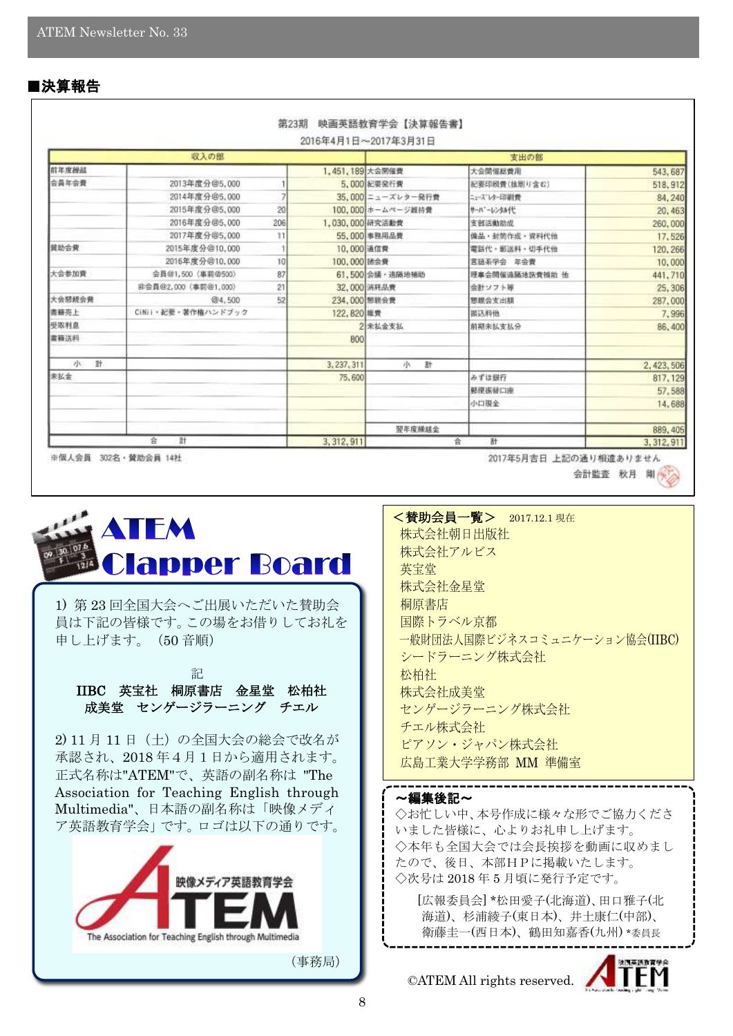■決算報告

第23期　映画英語教育学会【決算報告書】

2016年4月1日〜2017年3月31日

| 収入の部 | | | | 支出の部 | | |
|---|---|---|---|---|---|---|
| 前年度繰越 | | | 1,451,189 | 大会開催費 | 大会開催経費用 | 543,687 |
| 会員年会費 | 2013年度分@5,000 | 1 | 5,000 | 紀要発行費 | 紀要印刷費(抜刷り含む) | 518,912 |
| | 2014年度分@5,000 | 7 | 35,000 | ニューズレター発行費 | ニューズレター印刷費 | 84,240 |
| | 2015年度分@5,000 | 20 | 100,000 | ホームページ維持費 | サーバーレンタル代 | 20,463 |
| | 2016年度分@5,000 | 206 | 1,030,000 | 研究活動費 | 支部活動助成 | 260,000 |
| | 2017年度分@5,000 | 11 | 55,000 | 事務用品費 | 備品・封筒作成・資料代他 | 17,526 |
| 賛助会費 | 2015年度分@10,000 | 1 | 10,000 | 通信費 | 電話代・郵送料・切手代他 | 120,266 |
| | 2016年度分@10,000 | 10 | 100,000 | 諸会費 | 言語系学会　年会費 | 10,000 |
| 大会参加費 | 会員@1,500（事前@500） | 87 | 61,500 | 会議・遠隔地補助 | 理事会開催遠隔地旅費補助 他 | 441,710 |
| | 非会員@2,000（事前@1,000） | 21 | 32,000 | 消耗品費 | 会計ソフト等 | 25,306 |
| 大会懇親会費 | @4,500 | 52 | 234,000 | 懇親会費 | 懇親会支出額 | 287,000 |
| 書籍売上 | CiNii・紀要・著作権ハンドブック | | 122,820 | 雑費 | 振込料他 | 7,996 |
| 受取利息 | | | 2 | 未払金支払 | 前期未払支払分 | 86,400 |
| 書籍送料 | | | 800 | | | |
| 小　計 | | | 3,237,311 | 小　計 | | 2,423,506 |
| 未払金 | | | 75,600 | | みずほ銀行 | 817,129 |
| | | | | | 郵便振替口座 | 57,588 |
| | | | | | 小口現金 | 14,688 |
| | | | | 翌年度繰越金 | | 889,405 |
| 合　計 | | | 3,312,911 | 合　計 | | 3,312,911 |

※個人会員　302名・賛助会員　14社

2017年5月吉日　上記の通り相違ありません

会計監査　秋月　剛

## ATEM Clapper Board

1) 第23回全国大会へご出展いただいた賛助会員は下記の皆様です。この場をお借りしてお礼を申し上げます。（50音順）

記

**IIBC　英宝社　桐原書店　金星堂　松柏社**
**成美堂　センゲージラーニング　チエル**

2) 11月11日（土）の全国大会の総会で改名が承認され、2018年4月1日から適用されます。正式名称は"ATEM"で、英語の副名称は "The Association for Teaching English through Multimedia"、日本語の副名称は「映像メディア英語教育学会」です。ロゴは以下の通りです。

映像メディア英語教育学会
ATEM
The Association for Teaching English through Multimedia

（事務局）

**＜賛助会員一覧＞**　2017.12.1 現在

株式会社朝日出版社
株式会社アルビス
英宝堂
株式会社金星堂
桐原書店
国際トラベル京都
一般財団法人国際ビジネスコミュニケーション協会(IIBC)
シードラーニング株式会社
松柏社
株式会社成美堂
センゲージラーニング株式会社
チエル株式会社
ピアソン・ジャパン株式会社
広島工業大学学務部 MM 準備室

**～編集後記～**

◇お忙しい中、本号作成に様々な形でご協力くださいました皆様に、心よりお礼申し上げます。
◇本年も全国大会では会長挨拶を動画に収めましたので、後日、本部HPに掲載いたします。
◇次号は 2018 年 5 月頃に発行予定です。

[広報委員会] *松田愛子(北海道)、田口雅子(北海道)、杉浦綾子(東日本)、井土康仁(中部)、衛藤圭一(西日本)、鶴田知嘉香(九州) *委員長

©ATEM All rights reserved.